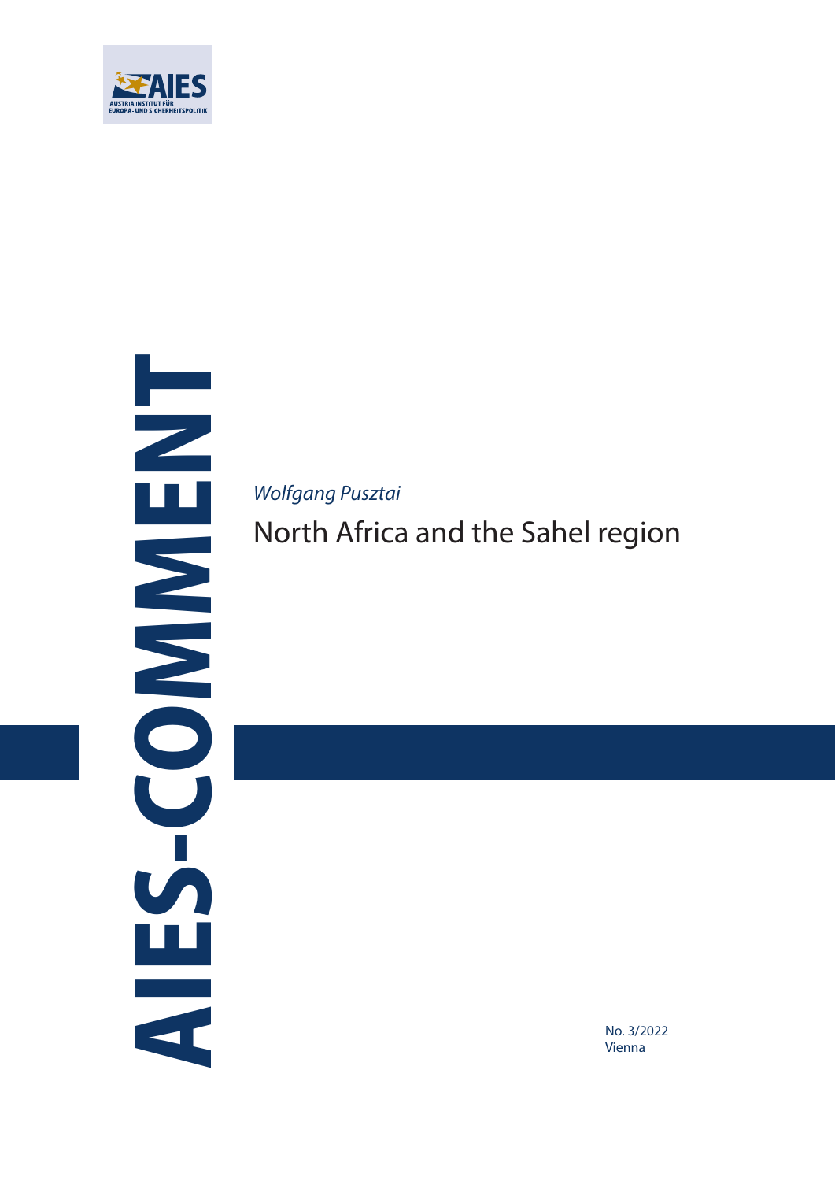AIES
AUSTRIA INSTITUT FÜR EUROPA- UND SICHERHEITSPOLITIK

AIES-COMMENT

*Wolfgang Pusztai*

# North Africa and the Sahel region

No. 3/2022
Vienna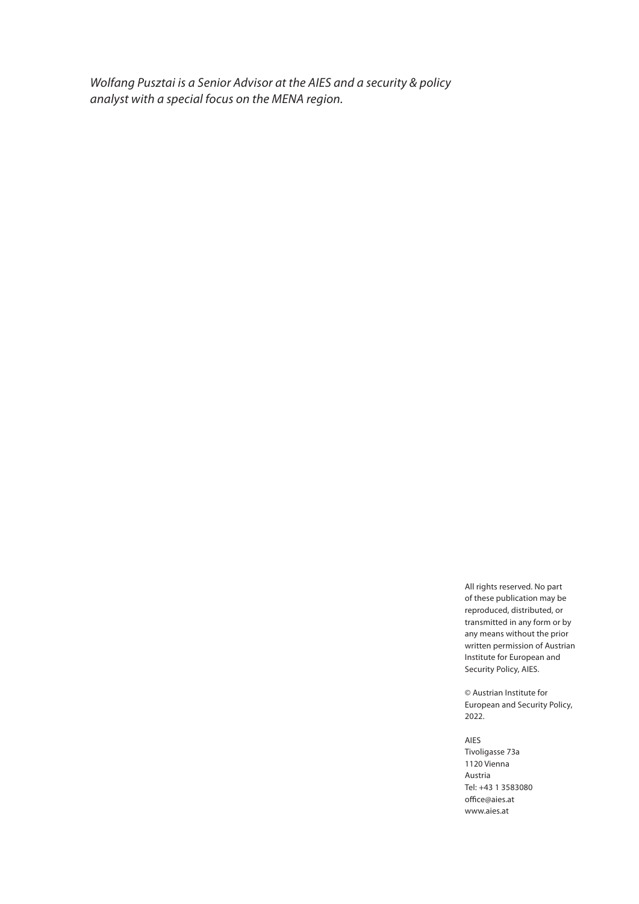*Wolfang Pusztai is a Senior Advisor at the AIES and a security & policy analyst with a special focus on the MENA region.*

All rights reserved. No part of these publication may be reproduced, distributed, or transmitted in any form or by any means without the prior written permission of Austrian Institute for European and Security Policy, AIES.

© Austrian Institute for European and Security Policy, 2022.

AIES
Tivoligasse 73a
1120 Vienna
Austria
Tel: +43 1 3583080
office@aies.at
www.aies.at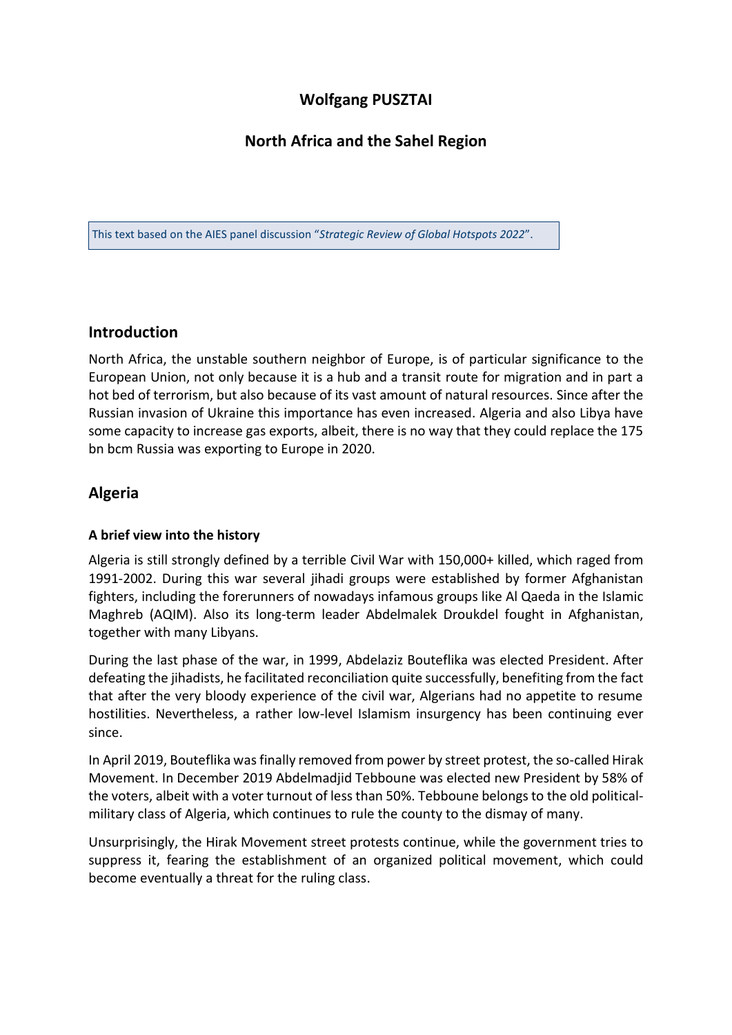# Wolfgang PUSZTAI

## North Africa and the Sahel Region

This text based on the AIES panel discussion "*Strategic Review of Global Hotspots 2022*".

## Introduction

North Africa, the unstable southern neighbor of Europe, is of particular significance to the European Union, not only because it is a hub and a transit route for migration and in part a hot bed of terrorism, but also because of its vast amount of natural resources. Since after the Russian invasion of Ukraine this importance has even increased. Algeria and also Libya have some capacity to increase gas exports, albeit, there is no way that they could replace the 175 bn bcm Russia was exporting to Europe in 2020.

## Algeria

### A brief view into the history

Algeria is still strongly defined by a terrible Civil War with 150,000+ killed, which raged from 1991-2002. During this war several jihadi groups were established by former Afghanistan fighters, including the forerunners of nowadays infamous groups like Al Qaeda in the Islamic Maghreb (AQIM). Also its long-term leader Abdelmalek Droukdel fought in Afghanistan, together with many Libyans.

During the last phase of the war, in 1999, Abdelaziz Bouteflika was elected President. After defeating the jihadists, he facilitated reconciliation quite successfully, benefiting from the fact that after the very bloody experience of the civil war, Algerians had no appetite to resume hostilities. Nevertheless, a rather low-level Islamism insurgency has been continuing ever since.

In April 2019, Bouteflika was finally removed from power by street protest, the so-called Hirak Movement. In December 2019 Abdelmadjid Tebboune was elected new President by 58% of the voters, albeit with a voter turnout of less than 50%. Tebboune belongs to the old political-military class of Algeria, which continues to rule the county to the dismay of many.

Unsurprisingly, the Hirak Movement street protests continue, while the government tries to suppress it, fearing the establishment of an organized political movement, which could become eventually a threat for the ruling class.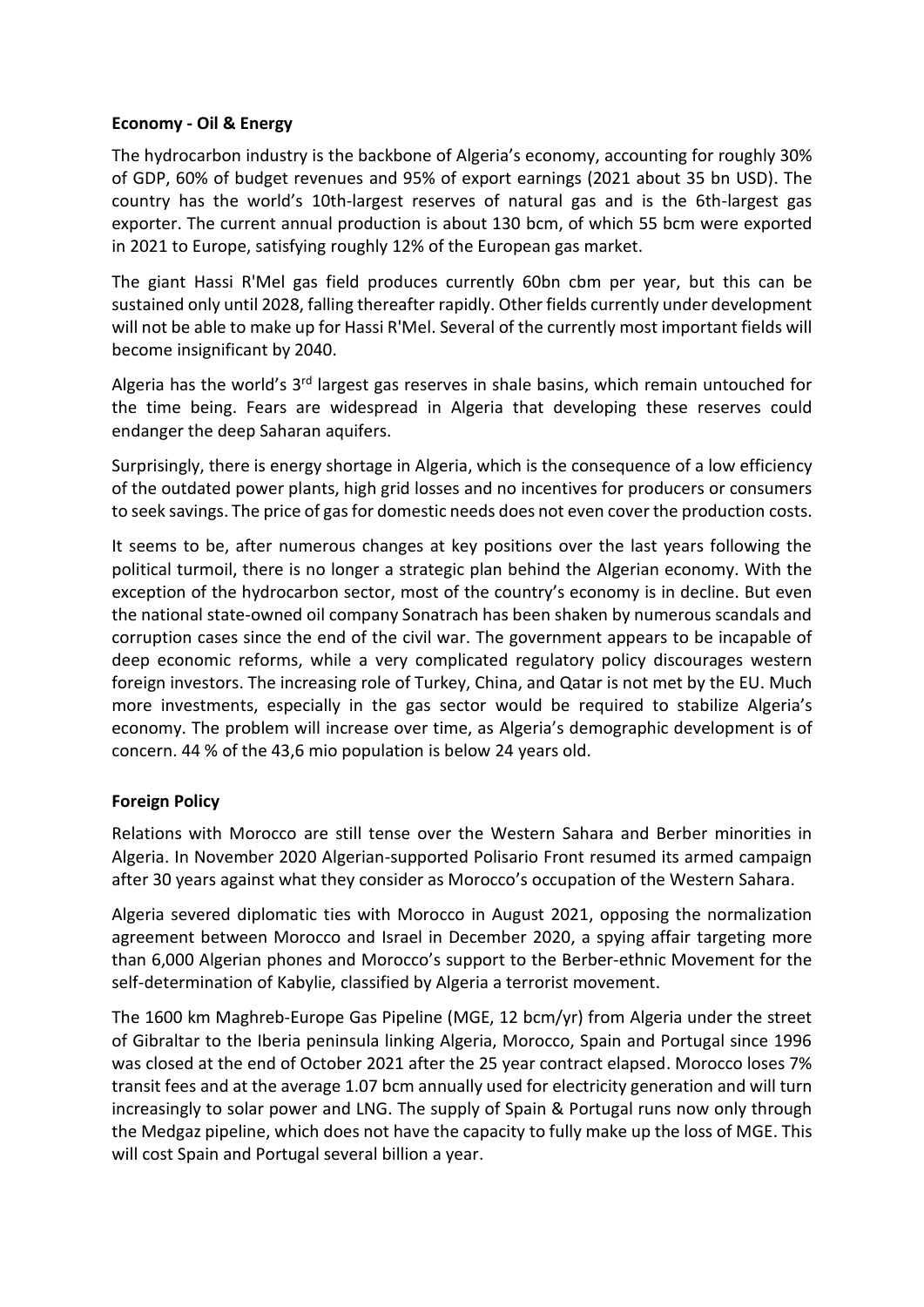**Economy - Oil & Energy**

The hydrocarbon industry is the backbone of Algeria's economy, accounting for roughly 30% of GDP, 60% of budget revenues and 95% of export earnings (2021 about 35 bn USD). The country has the world's 10th-largest reserves of natural gas and is the 6th-largest gas exporter. The current annual production is about 130 bcm, of which 55 bcm were exported in 2021 to Europe, satisfying roughly 12% of the European gas market.

The giant Hassi R'Mel gas field produces currently 60bn cbm per year, but this can be sustained only until 2028, falling thereafter rapidly. Other fields currently under development will not be able to make up for Hassi R'Mel. Several of the currently most important fields will become insignificant by 2040.

Algeria has the world's 3rd largest gas reserves in shale basins, which remain untouched for the time being. Fears are widespread in Algeria that developing these reserves could endanger the deep Saharan aquifers.

Surprisingly, there is energy shortage in Algeria, which is the consequence of a low efficiency of the outdated power plants, high grid losses and no incentives for producers or consumers to seek savings. The price of gas for domestic needs does not even cover the production costs.

It seems to be, after numerous changes at key positions over the last years following the political turmoil, there is no longer a strategic plan behind the Algerian economy. With the exception of the hydrocarbon sector, most of the country's economy is in decline. But even the national state-owned oil company Sonatrach has been shaken by numerous scandals and corruption cases since the end of the civil war. The government appears to be incapable of deep economic reforms, while a very complicated regulatory policy discourages western foreign investors. The increasing role of Turkey, China, and Qatar is not met by the EU. Much more investments, especially in the gas sector would be required to stabilize Algeria's economy. The problem will increase over time, as Algeria's demographic development is of concern. 44 % of the 43,6 mio population is below 24 years old.

**Foreign Policy**

Relations with Morocco are still tense over the Western Sahara and Berber minorities in Algeria. In November 2020 Algerian-supported Polisario Front resumed its armed campaign after 30 years against what they consider as Morocco's occupation of the Western Sahara.

Algeria severed diplomatic ties with Morocco in August 2021, opposing the normalization agreement between Morocco and Israel in December 2020, a spying affair targeting more than 6,000 Algerian phones and Morocco's support to the Berber-ethnic Movement for the self-determination of Kabylie, classified by Algeria a terrorist movement.

The 1600 km Maghreb-Europe Gas Pipeline (MGE, 12 bcm/yr) from Algeria under the street of Gibraltar to the Iberia peninsula linking Algeria, Morocco, Spain and Portugal since 1996 was closed at the end of October 2021 after the 25 year contract elapsed. Morocco loses 7% transit fees and at the average 1.07 bcm annually used for electricity generation and will turn increasingly to solar power and LNG. The supply of Spain & Portugal runs now only through the Medgaz pipeline, which does not have the capacity to fully make up the loss of MGE. This will cost Spain and Portugal several billion a year.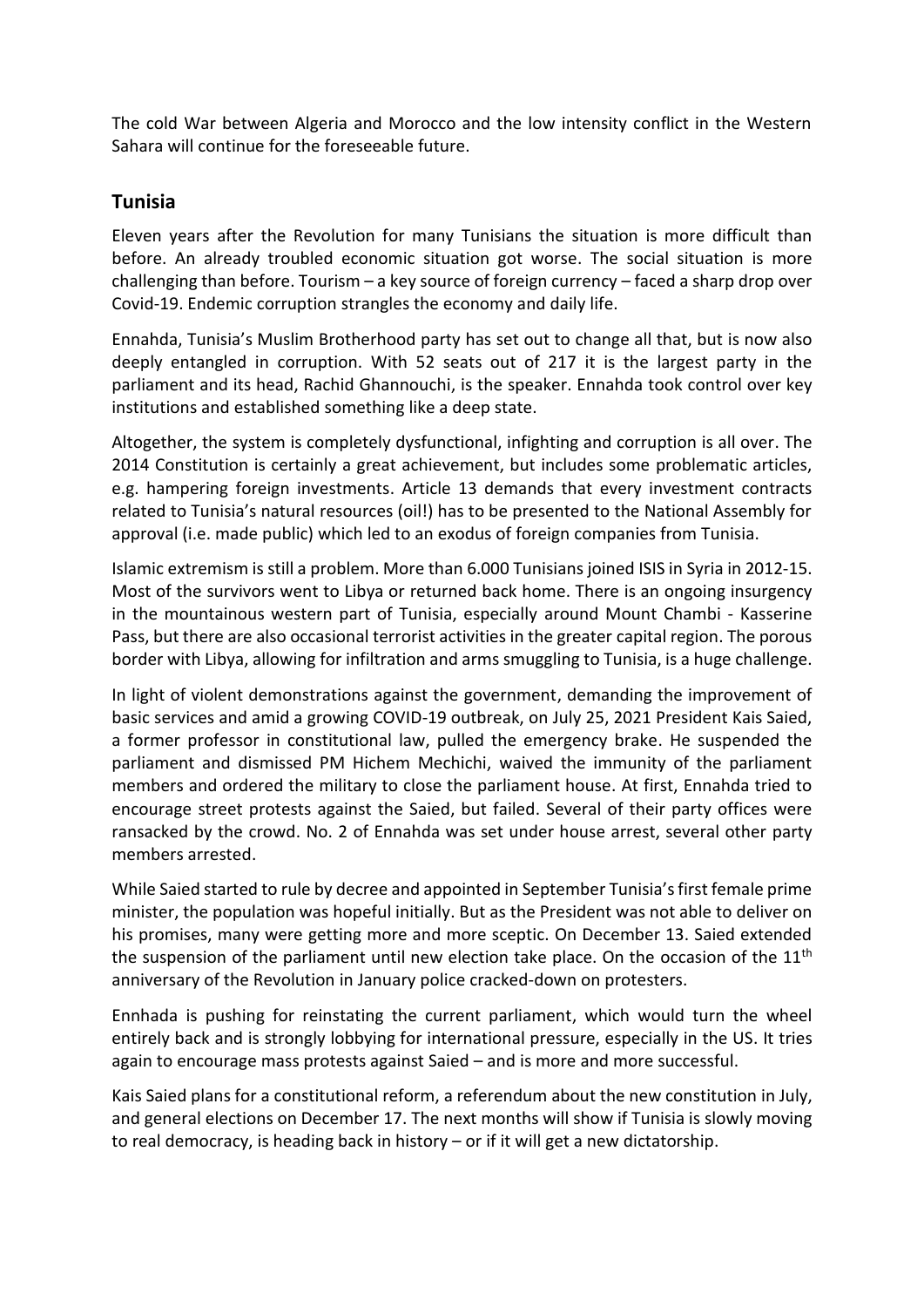The cold War between Algeria and Morocco and the low intensity conflict in the Western Sahara will continue for the foreseeable future.

## Tunisia

Eleven years after the Revolution for many Tunisians the situation is more difficult than before. An already troubled economic situation got worse. The social situation is more challenging than before. Tourism – a key source of foreign currency – faced a sharp drop over Covid-19. Endemic corruption strangles the economy and daily life.

Ennahda, Tunisia's Muslim Brotherhood party has set out to change all that, but is now also deeply entangled in corruption. With 52 seats out of 217 it is the largest party in the parliament and its head, Rachid Ghannouchi, is the speaker. Ennahda took control over key institutions and established something like a deep state.

Altogether, the system is completely dysfunctional, infighting and corruption is all over. The 2014 Constitution is certainly a great achievement, but includes some problematic articles, e.g. hampering foreign investments. Article 13 demands that every investment contracts related to Tunisia's natural resources (oil!) has to be presented to the National Assembly for approval (i.e. made public) which led to an exodus of foreign companies from Tunisia.

Islamic extremism is still a problem. More than 6.000 Tunisians joined ISIS in Syria in 2012-15. Most of the survivors went to Libya or returned back home. There is an ongoing insurgency in the mountainous western part of Tunisia, especially around Mount Chambi - Kasserine Pass, but there are also occasional terrorist activities in the greater capital region. The porous border with Libya, allowing for infiltration and arms smuggling to Tunisia, is a huge challenge.

In light of violent demonstrations against the government, demanding the improvement of basic services and amid a growing COVID-19 outbreak, on July 25, 2021 President Kais Saied, a former professor in constitutional law, pulled the emergency brake. He suspended the parliament and dismissed PM Hichem Mechichi, waived the immunity of the parliament members and ordered the military to close the parliament house. At first, Ennahda tried to encourage street protests against the Saied, but failed. Several of their party offices were ransacked by the crowd. No. 2 of Ennahda was set under house arrest, several other party members arrested.

While Saied started to rule by decree and appointed in September Tunisia's first female prime minister, the population was hopeful initially. But as the President was not able to deliver on his promises, many were getting more and more sceptic. On December 13. Saied extended the suspension of the parliament until new election take place. On the occasion of the 11th anniversary of the Revolution in January police cracked-down on protesters.

Ennhada is pushing for reinstating the current parliament, which would turn the wheel entirely back and is strongly lobbying for international pressure, especially in the US. It tries again to encourage mass protests against Saied – and is more and more successful.

Kais Saied plans for a constitutional reform, a referendum about the new constitution in July, and general elections on December 17. The next months will show if Tunisia is slowly moving to real democracy, is heading back in history – or if it will get a new dictatorship.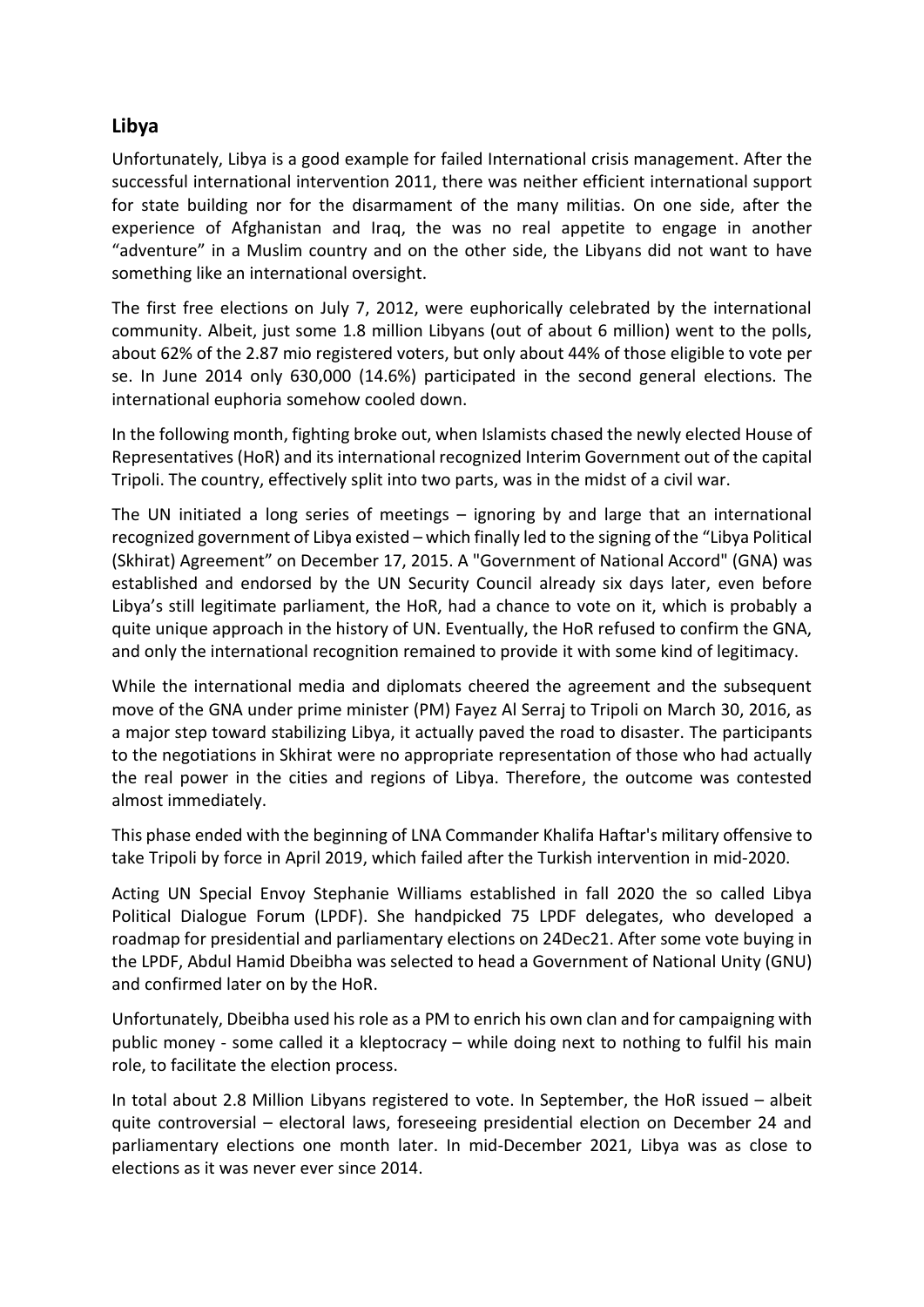## Libya

Unfortunately, Libya is a good example for failed International crisis management. After the successful international intervention 2011, there was neither efficient international support for state building nor for the disarmament of the many militias. On one side, after the experience of Afghanistan and Iraq, the was no real appetite to engage in another "adventure" in a Muslim country and on the other side, the Libyans did not want to have something like an international oversight.

The first free elections on July 7, 2012, were euphorically celebrated by the international community. Albeit, just some 1.8 million Libyans (out of about 6 million) went to the polls, about 62% of the 2.87 mio registered voters, but only about 44% of those eligible to vote per se. In June 2014 only 630,000 (14.6%) participated in the second general elections. The international euphoria somehow cooled down.

In the following month, fighting broke out, when Islamists chased the newly elected House of Representatives (HoR) and its international recognized Interim Government out of the capital Tripoli. The country, effectively split into two parts, was in the midst of a civil war.

The UN initiated a long series of meetings – ignoring by and large that an international recognized government of Libya existed – which finally led to the signing of the "Libya Political (Skhirat) Agreement" on December 17, 2015. A "Government of National Accord" (GNA) was established and endorsed by the UN Security Council already six days later, even before Libya's still legitimate parliament, the HoR, had a chance to vote on it, which is probably a quite unique approach in the history of UN. Eventually, the HoR refused to confirm the GNA, and only the international recognition remained to provide it with some kind of legitimacy.

While the international media and diplomats cheered the agreement and the subsequent move of the GNA under prime minister (PM) Fayez Al Serraj to Tripoli on March 30, 2016, as a major step toward stabilizing Libya, it actually paved the road to disaster. The participants to the negotiations in Skhirat were no appropriate representation of those who had actually the real power in the cities and regions of Libya. Therefore, the outcome was contested almost immediately.

This phase ended with the beginning of LNA Commander Khalifa Haftar's military offensive to take Tripoli by force in April 2019, which failed after the Turkish intervention in mid-2020.

Acting UN Special Envoy Stephanie Williams established in fall 2020 the so called Libya Political Dialogue Forum (LPDF). She handpicked 75 LPDF delegates, who developed a roadmap for presidential and parliamentary elections on 24Dec21. After some vote buying in the LPDF, Abdul Hamid Dbeibha was selected to head a Government of National Unity (GNU) and confirmed later on by the HoR.

Unfortunately, Dbeibha used his role as a PM to enrich his own clan and for campaigning with public money - some called it a kleptocracy – while doing next to nothing to fulfil his main role, to facilitate the election process.

In total about 2.8 Million Libyans registered to vote. In September, the HoR issued – albeit quite controversial – electoral laws, foreseeing presidential election on December 24 and parliamentary elections one month later. In mid-December 2021, Libya was as close to elections as it was never ever since 2014.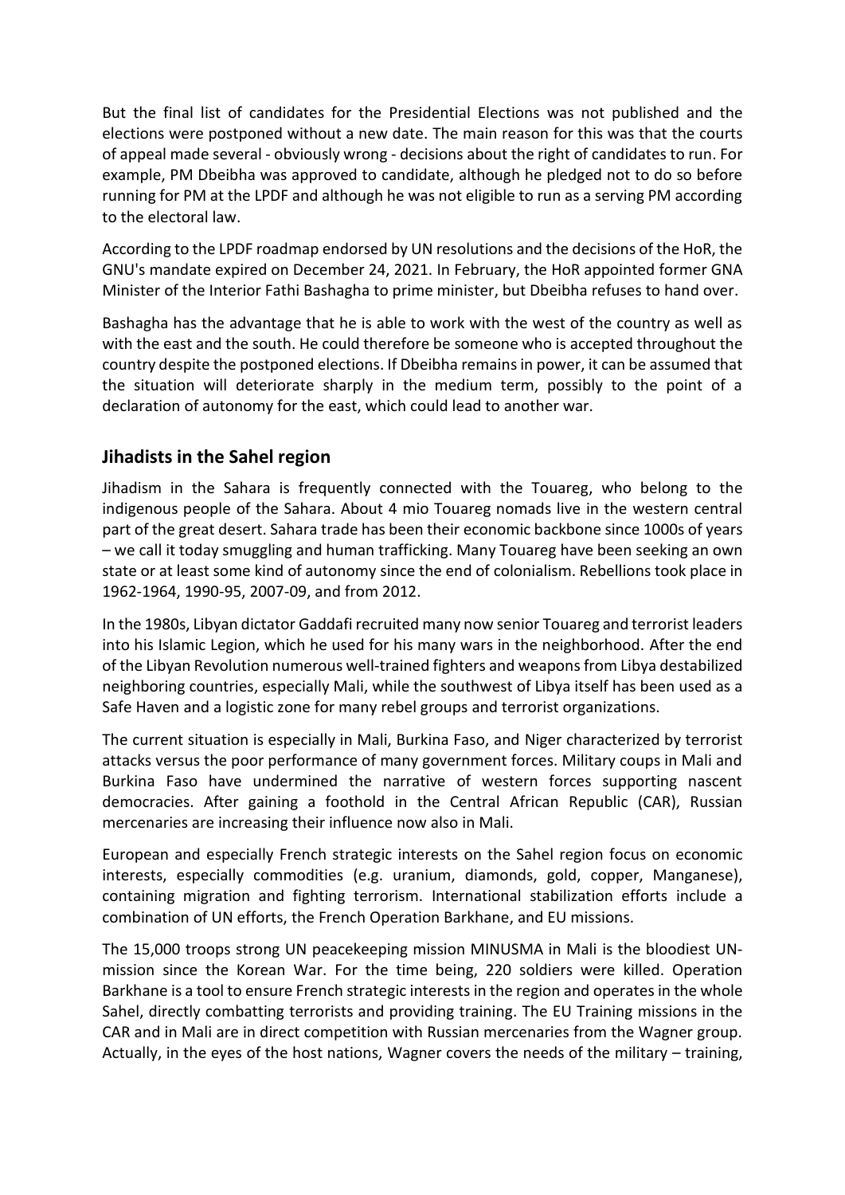But the final list of candidates for the Presidential Elections was not published and the elections were postponed without a new date. The main reason for this was that the courts of appeal made several - obviously wrong - decisions about the right of candidates to run. For example, PM Dbeibha was approved to candidate, although he pledged not to do so before running for PM at the LPDF and although he was not eligible to run as a serving PM according to the electoral law.

According to the LPDF roadmap endorsed by UN resolutions and the decisions of the HoR, the GNU's mandate expired on December 24, 2021. In February, the HoR appointed former GNA Minister of the Interior Fathi Bashagha to prime minister, but Dbeibha refuses to hand over.

Bashagha has the advantage that he is able to work with the west of the country as well as with the east and the south. He could therefore be someone who is accepted throughout the country despite the postponed elections. If Dbeibha remains in power, it can be assumed that the situation will deteriorate sharply in the medium term, possibly to the point of a declaration of autonomy for the east, which could lead to another war.

## Jihadists in the Sahel region

Jihadism in the Sahara is frequently connected with the Touareg, who belong to the indigenous people of the Sahara. About 4 mio Touareg nomads live in the western central part of the great desert. Sahara trade has been their economic backbone since 1000s of years – we call it today smuggling and human trafficking. Many Touareg have been seeking an own state or at least some kind of autonomy since the end of colonialism. Rebellions took place in 1962-1964, 1990-95, 2007-09, and from 2012.

In the 1980s, Libyan dictator Gaddafi recruited many now senior Touareg and terrorist leaders into his Islamic Legion, which he used for his many wars in the neighborhood. After the end of the Libyan Revolution numerous well-trained fighters and weapons from Libya destabilized neighboring countries, especially Mali, while the southwest of Libya itself has been used as a Safe Haven and a logistic zone for many rebel groups and terrorist organizations.

The current situation is especially in Mali, Burkina Faso, and Niger characterized by terrorist attacks versus the poor performance of many government forces. Military coups in Mali and Burkina Faso have undermined the narrative of western forces supporting nascent democracies. After gaining a foothold in the Central African Republic (CAR), Russian mercenaries are increasing their influence now also in Mali.

European and especially French strategic interests on the Sahel region focus on economic interests, especially commodities (e.g. uranium, diamonds, gold, copper, Manganese), containing migration and fighting terrorism. International stabilization efforts include a combination of UN efforts, the French Operation Barkhane, and EU missions.

The 15,000 troops strong UN peacekeeping mission MINUSMA in Mali is the bloodiest UN-mission since the Korean War. For the time being, 220 soldiers were killed. Operation Barkhane is a tool to ensure French strategic interests in the region and operates in the whole Sahel, directly combatting terrorists and providing training. The EU Training missions in the CAR and in Mali are in direct competition with Russian mercenaries from the Wagner group. Actually, in the eyes of the host nations, Wagner covers the needs of the military – training,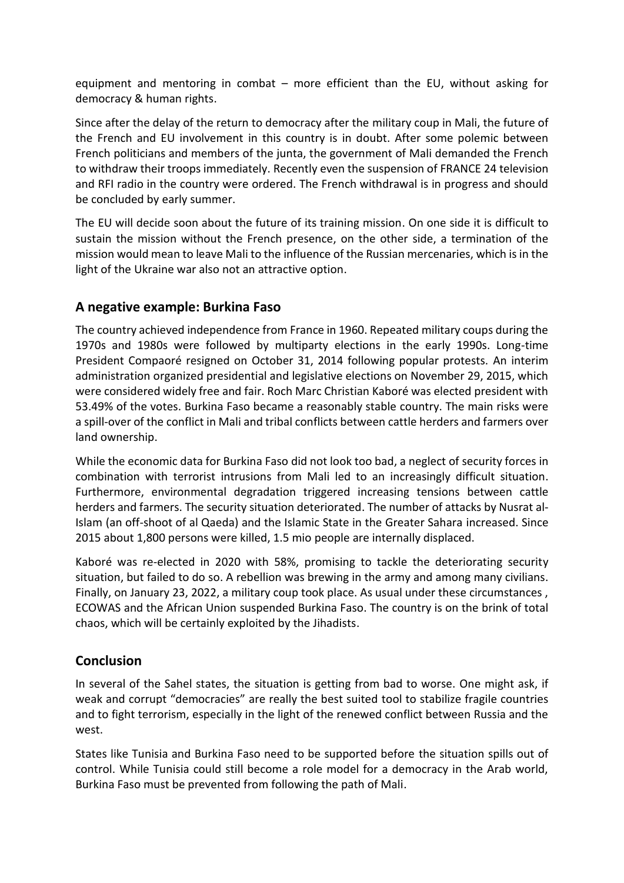equipment and mentoring in combat – more efficient than the EU, without asking for democracy & human rights.

Since after the delay of the return to democracy after the military coup in Mali, the future of the French and EU involvement in this country is in doubt. After some polemic between French politicians and members of the junta, the government of Mali demanded the French to withdraw their troops immediately. Recently even the suspension of FRANCE 24 television and RFI radio in the country were ordered. The French withdrawal is in progress and should be concluded by early summer.

The EU will decide soon about the future of its training mission. On one side it is difficult to sustain the mission without the French presence, on the other side, a termination of the mission would mean to leave Mali to the influence of the Russian mercenaries, which is in the light of the Ukraine war also not an attractive option.

## A negative example: Burkina Faso

The country achieved independence from France in 1960. Repeated military coups during the 1970s and 1980s were followed by multiparty elections in the early 1990s. Long-time President Compaoré resigned on October 31, 2014 following popular protests. An interim administration organized presidential and legislative elections on November 29, 2015, which were considered widely free and fair. Roch Marc Christian Kaboré was elected president with 53.49% of the votes. Burkina Faso became a reasonably stable country. The main risks were a spill-over of the conflict in Mali and tribal conflicts between cattle herders and farmers over land ownership.

While the economic data for Burkina Faso did not look too bad, a neglect of security forces in combination with terrorist intrusions from Mali led to an increasingly difficult situation. Furthermore, environmental degradation triggered increasing tensions between cattle herders and farmers. The security situation deteriorated. The number of attacks by Nusrat al-Islam (an off-shoot of al Qaeda) and the Islamic State in the Greater Sahara increased. Since 2015 about 1,800 persons were killed, 1.5 mio people are internally displaced.

Kaboré was re-elected in 2020 with 58%, promising to tackle the deteriorating security situation, but failed to do so. A rebellion was brewing in the army and among many civilians. Finally, on January 23, 2022, a military coup took place. As usual under these circumstances , ECOWAS and the African Union suspended Burkina Faso. The country is on the brink of total chaos, which will be certainly exploited by the Jihadists.

## Conclusion

In several of the Sahel states, the situation is getting from bad to worse. One might ask, if weak and corrupt "democracies" are really the best suited tool to stabilize fragile countries and to fight terrorism, especially in the light of the renewed conflict between Russia and the west.

States like Tunisia and Burkina Faso need to be supported before the situation spills out of control. While Tunisia could still become a role model for a democracy in the Arab world, Burkina Faso must be prevented from following the path of Mali.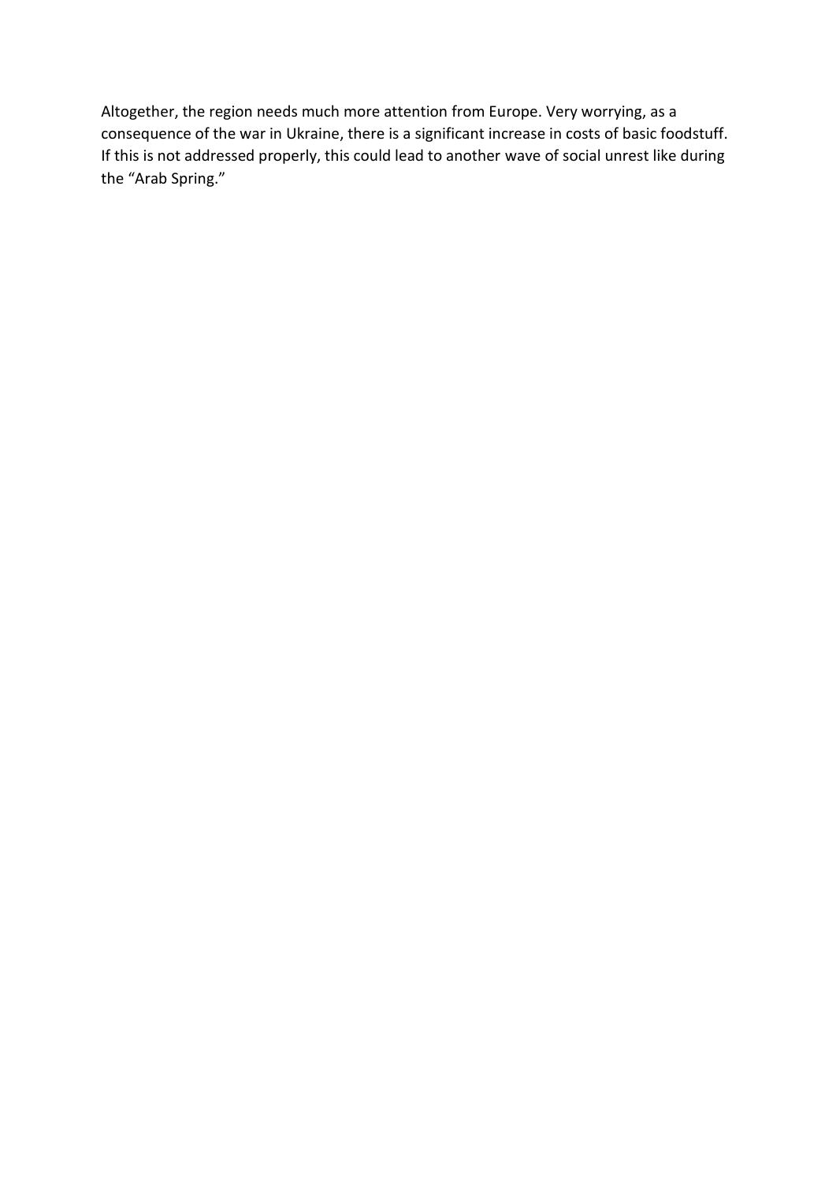Altogether, the region needs much more attention from Europe. Very worrying, as a consequence of the war in Ukraine, there is a significant increase in costs of basic foodstuff. If this is not addressed properly, this could lead to another wave of social unrest like during the "Arab Spring."